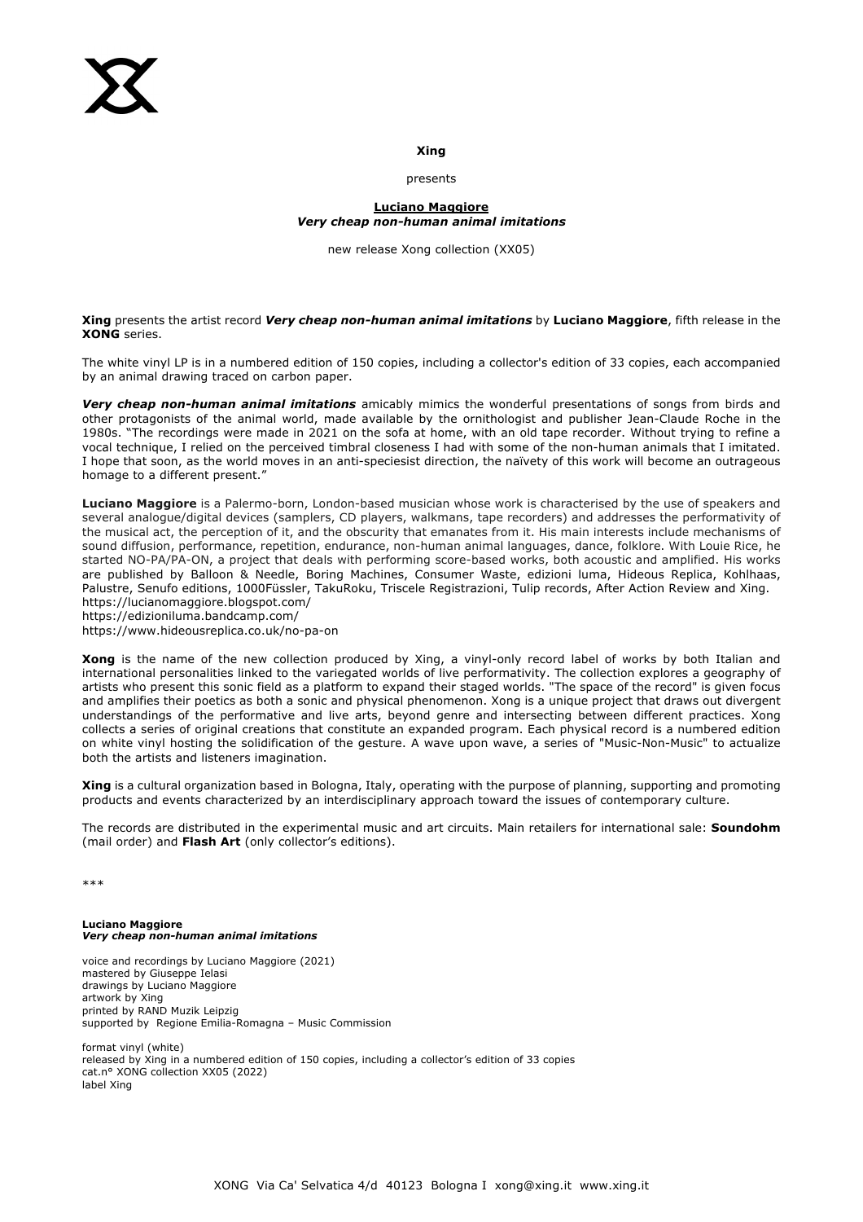**Xing**

presents

**Luciano Maggiore**
***Very cheap non-human animal imitations***

new release Xong collection (XX05)

**Xing** presents the artist record ***Very cheap non-human animal imitations*** by **Luciano Maggiore**, fifth release in the **XONG** series.

The white vinyl LP is in a numbered edition of 150 copies, including a collector's edition of 33 copies, each accompanied by an animal drawing traced on carbon paper.

***Very cheap non-human animal imitations*** amicably mimics the wonderful presentations of songs from birds and other protagonists of the animal world, made available by the ornithologist and publisher Jean-Claude Roche in the 1980s. "The recordings were made in 2021 on the sofa at home, with an old tape recorder. Without trying to refine a vocal technique, I relied on the perceived timbral closeness I had with some of the non-human animals that I imitated. I hope that soon, as the world moves in an anti-speciesist direction, the naïvety of this work will become an outrageous homage to a different present."

**Luciano Maggiore** is a Palermo-born, London-based musician whose work is characterised by the use of speakers and several analogue/digital devices (samplers, CD players, walkmans, tape recorders) and addresses the performativity of the musical act, the perception of it, and the obscurity that emanates from it. His main interests include mechanisms of sound diffusion, performance, repetition, endurance, non-human animal languages, dance, folklore. With Louie Rice, he started NO-PA/PA-ON, a project that deals with performing score-based works, both acoustic and amplified. His works are published by Balloon & Needle, Boring Machines, Consumer Waste, edizioni luma, Hideous Replica, Kohlhaas, Palustre, Senufo editions, 1000Füssler, TakuRoku, Triscele Registrazioni, Tulip records, After Action Review and Xing.
https://lucianomaggiore.blogspot.com/
https://edizioniluma.bandcamp.com/
https://www.hideousreplica.co.uk/no-pa-on

**Xong** is the name of the new collection produced by Xing, a vinyl-only record label of works by both Italian and international personalities linked to the variegated worlds of live performativity. The collection explores a geography of artists who present this sonic field as a platform to expand their staged worlds. "The space of the record" is given focus and amplifies their poetics as both a sonic and physical phenomenon. Xong is a unique project that draws out divergent understandings of the performative and live arts, beyond genre and intersecting between different practices. Xong collects a series of original creations that constitute an expanded program. Each physical record is a numbered edition on white vinyl hosting the solidification of the gesture. A wave upon wave, a series of "Music-Non-Music" to actualize both the artists and listeners imagination.

**Xing** is a cultural organization based in Bologna, Italy, operating with the purpose of planning, supporting and promoting products and events characterized by an interdisciplinary approach toward the issues of contemporary culture.

The records are distributed in the experimental music and art circuits. Main retailers for international sale: **Soundohm** (mail order) and **Flash Art** (only collector's editions).

***

**Luciano Maggiore**
***Very cheap non-human animal imitations***

voice and recordings by Luciano Maggiore (2021)
mastered by Giuseppe Ielasi
drawings by Luciano Maggiore
artwork by Xing
printed by RAND Muzik Leipzig
supported by Regione Emilia-Romagna – Music Commission

format vinyl (white)
released by Xing in a numbered edition of 150 copies, including a collector's edition of 33 copies
cat.n° XONG collection XX05 (2022)
label Xing

XONG Via Ca' Selvatica 4/d 40123 Bologna I xong@xing.it www.xing.it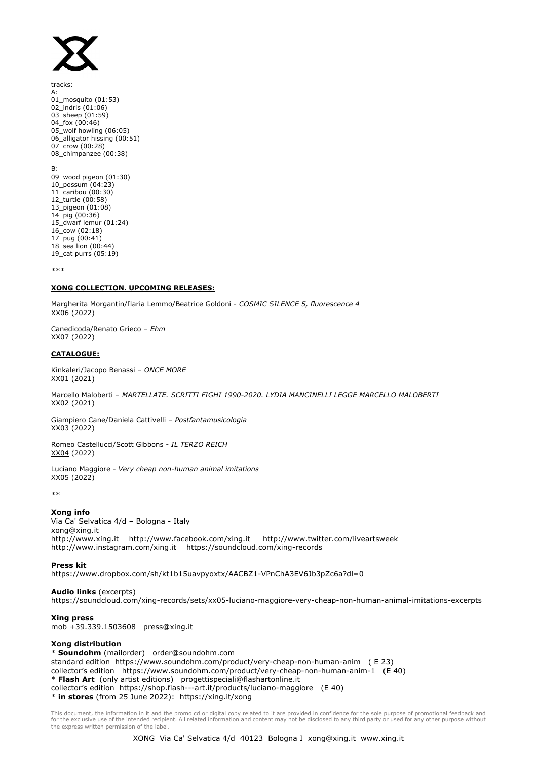tracks:
A:
01_mosquito (01:53)
02_indris (01:06)
03_sheep (01:59)
04_fox (00:46)
05_wolf howling (06:05)
06_alligator hissing (00:51)
07_crow (00:28)
08_chimpanzee (00:38)

B:
09_wood pigeon (01:30)
10_possum (04:23)
11_caribou (00:30)
12_turtle (00:58)
13_pigeon (01:08)
14_pig (00:36)
15_dwarf lemur (01:24)
16_cow (02:18)
17_pug (00:41)
18_sea lion (00:44)
19_cat purrs (05:19)

***

**XONG COLLECTION. UPCOMING RELEASES:**

Margherita Morgantin/Ilaria Lemmo/Beatrice Goldoni - *COSMIC SILENCE 5, fluorescence 4*
XX06 (2022)

Canedicoda/Renato Grieco – *Ehm*
XX07 (2022)

**CATALOGUE:**

Kinkaleri/Jacopo Benassi – *ONCE MORE*
XX01 (2021)

Marcello Maloberti – *MARTELLATE. SCRITTI FIGHI 1990-2020. LYDIA MANCINELLI LEGGE MARCELLO MALOBERTI*
XX02 (2021)

Giampiero Cane/Daniela Cattivelli – *Postfantamusicologia*
XX03 (2022)

Romeo Castellucci/Scott Gibbons - *IL TERZO REICH*
XX04 (2022)

Luciano Maggiore - *Very cheap non-human animal imitations*
XX05 (2022)

**

**Xong info**
Via Ca' Selvatica 4/d – Bologna - Italy
xong@xing.it
http://www.xing.it http://www.facebook.com/xing.it http://www.twitter.com/liveartsweek
http://www.instagram.com/xing.it https://soundcloud.com/xing-records

**Press kit**
https://www.dropbox.com/sh/kt1b15uavpyoxtx/AACBZ1-VPnChA3EV6Jb3pZc6a?dl=0

**Audio links** (excerpts)
https://soundcloud.com/xing-records/sets/xx05-luciano-maggiore-very-cheap-non-human-animal-imitations-excerpts

**Xing press**
mob +39.339.1503608 press@xing.it

**Xong distribution**
* **Soundohm** (mailorder) order@soundohm.com
standard edition https://www.soundohm.com/product/very-cheap-non-human-anim ( E 23)
collector's edition https://www.soundohm.com/product/very-cheap-non-human-anim-1 (E 40)
* **Flash Art** (only artist editions) progettispeciali@flashartonline.it
collector's edition https://shop.flash---art.it/products/luciano-maggiore (E 40)
* **in stores** (from 25 June 2022): https://xing.it/xong

This document, the information in it and the promo cd or digital copy related to it are provided in confidence for the sole purpose of promotional feedback and for the exclusive use of the intended recipient. All related information and content may not be disclosed to any third party or used for any other purpose without the express written permission of the label.